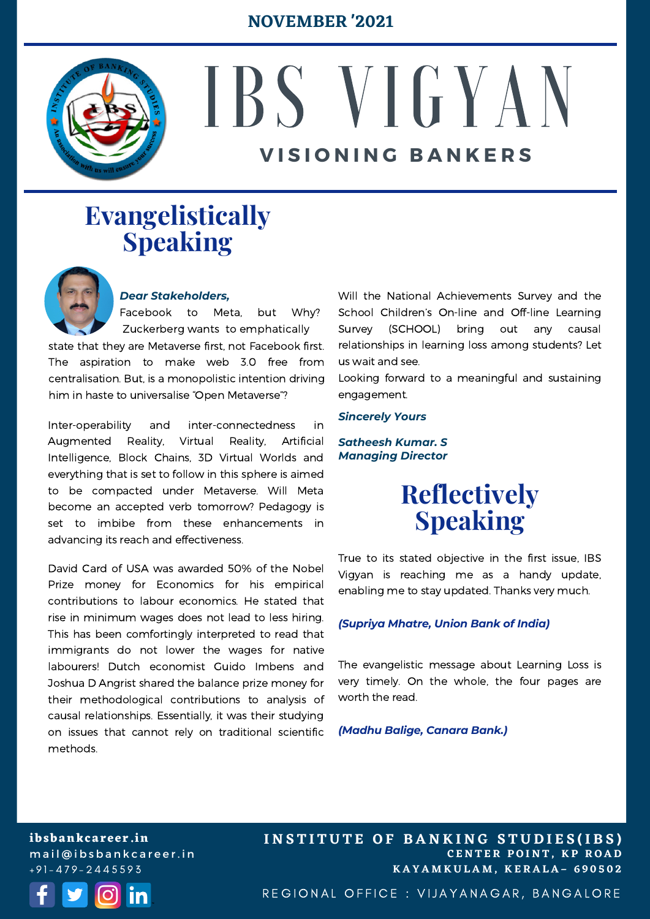NOVEMBER '2021

# IBS VIGYAN

## VISIONING BANKERS

## Evangelistically Speaking

***Dear Stakeholders,***

Facebook to Meta, but Why? Zuckerberg wants to emphatically state that they are Metaverse first, not Facebook first. The aspiration to make web 3.0 free from centralisation. But, is a monopolistic intention driving him in haste to universalise "Open Metaverse"?

Inter-operability and inter-connectedness in Augmented Reality, Virtual Reality, Artificial Intelligence, Block Chains, 3D Virtual Worlds and everything that is set to follow in this sphere is aimed to be compacted under Metaverse. Will Meta become an accepted verb tomorrow? Pedagogy is set to imbibe from these enhancements in advancing its reach and effectiveness.

David Card of USA was awarded 50% of the Nobel Prize money for Economics for his empirical contributions to labour economics. He stated that rise in minimum wages does not lead to less hiring. This has been comfortingly interpreted to read that immigrants do not lower the wages for native labourers! Dutch economist Guido Imbens and Joshua D Angrist shared the balance prize money for their methodological contributions to analysis of causal relationships. Essentially, it was their studying on issues that cannot rely on traditional scientific methods.

Will the National Achievements Survey and the School Children's On-line and Off-line Learning Survey (SCHOOL) bring out any causal relationships in learning loss among students? Let us wait and see.

Looking forward to a meaningful and sustaining engagement.

***Sincerely Yours***

***Satheesh Kumar. S***
***Managing Director***

## Reflectively Speaking

True to its stated objective in the first issue, IBS Vigyan is reaching me as a handy update, enabling me to stay updated. Thanks very much.

***(Supriya Mhatre, Union Bank of India)***

The evangelistic message about Learning Loss is very timely. On the whole, the four pages are worth the read.

***(Madhu Balige, Canara Bank.)***

ibsbankcareer.in
mail@ibsbankcareer.in
+91-479-2445593

INSTITUTE OF BANKING STUDIES(IBS)
CENTER POINT, KP ROAD
KAYAMKULAM, KERALA– 690502

REGIONAL OFFICE : VIJAYANAGAR, BANGALORE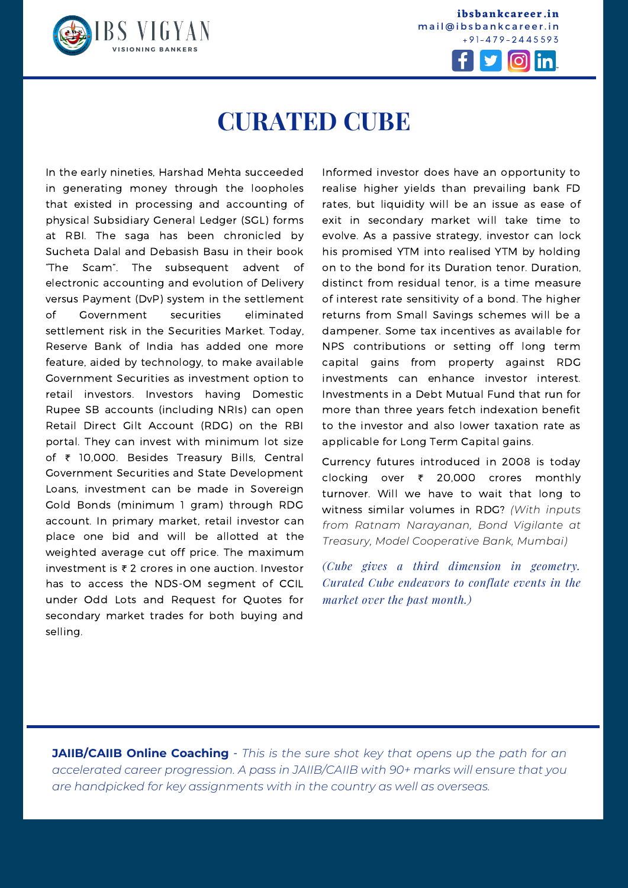# CURATED CUBE

In the early nineties, Harshad Mehta succeeded in generating money through the loopholes that existed in processing and accounting of physical Subsidiary General Ledger (SGL) forms at RBI. The saga has been chronicled by Sucheta Dalal and Debasish Basu in their book "The Scam". The subsequent advent of electronic accounting and evolution of Delivery versus Payment (DvP) system in the settlement of Government securities eliminated settlement risk in the Securities Market. Today, Reserve Bank of India has added one more feature, aided by technology, to make available Government Securities as investment option to retail investors. Investors having Domestic Rupee SB accounts (including NRIs) can open Retail Direct Gilt Account (RDG) on the RBI portal. They can invest with minimum lot size of ₹ 10,000. Besides Treasury Bills, Central Government Securities and State Development Loans, investment can be made in Sovereign Gold Bonds (minimum 1 gram) through RDG account. In primary market, retail investor can place one bid and will be allotted at the weighted average cut off price. The maximum investment is ₹ 2 crores in one auction. Investor has to access the NDS-OM segment of CCIL under Odd Lots and Request for Quotes for secondary market trades for both buying and selling.

Informed investor does have an opportunity to realise higher yields than prevailing bank FD rates, but liquidity will be an issue as ease of exit in secondary market will take time to evolve. As a passive strategy, investor can lock his promised YTM into realised YTM by holding on to the bond for its Duration tenor. Duration, distinct from residual tenor, is a time measure of interest rate sensitivity of a bond. The higher returns from Small Savings schemes will be a dampener. Some tax incentives as available for NPS contributions or setting off long term capital gains from property against RDG investments can enhance investor interest. Investments in a Debt Mutual Fund that run for more than three years fetch indexation benefit to the investor and also lower taxation rate as applicable for Long Term Capital gains.

Currency futures introduced in 2008 is today clocking over ₹ 20,000 crores monthly turnover. Will we have to wait that long to witness similar volumes in RDG? *(With inputs from Ratnam Narayanan, Bond Vigilante at Treasury, Model Cooperative Bank, Mumbai)*

*(Cube gives a third dimension in geometry. Curated Cube endeavors to conflate events in the market over the past month.)*

**JAIIB/CAIIB Online Coaching** - *This is the sure shot key that opens up the path for an accelerated career progression. A pass in JAIIB/CAIIB with 90+ marks will ensure that you are handpicked for key assignments with in the country as well as overseas.*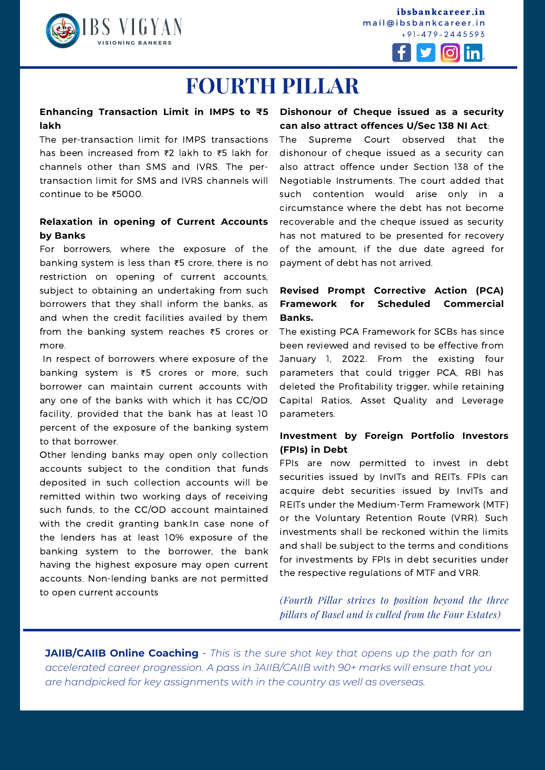# FOURTH PILLAR

**Enhancing Transaction Limit in IMPS to ₹5 lakh**

The per-transaction limit for IMPS transactions has been increased from ₹2 lakh to ₹5 lakh for channels other than SMS and IVRS. The per-transaction limit for SMS and IVRS channels will continue to be ₹5000.

**Relaxation in opening of Current Accounts by Banks**

For borrowers, where the exposure of the banking system is less than ₹5 crore, there is no restriction on opening of current accounts, subject to obtaining an undertaking from such borrowers that they shall inform the banks, as and when the credit facilities availed by them from the banking system reaches ₹5 crores or more.

In respect of borrowers where exposure of the banking system is ₹5 crores or more, such borrower can maintain current accounts with any one of the banks with which it has CC/OD facility, provided that the bank has at least 10 percent of the exposure of the banking system to that borrower.

Other lending banks may open only collection accounts subject to the condition that funds deposited in such collection accounts will be remitted within two working days of receiving such funds, to the CC/OD account maintained with the credit granting bank.In case none of the lenders has at least 10% exposure of the banking system to the borrower, the bank having the highest exposure may open current accounts. Non-lending banks are not permitted to open current accounts

**Dishonour of Cheque issued as a security can also attract offences U/Sec 138 NI Act**:

The Supreme Court observed that the dishonour of cheque issued as a security can also attract offence under Section 138 of the Negotiable Instruments. The court added that such contention would arise only in a circumstance where the debt has not become recoverable and the cheque issued as security has not matured to be presented for recovery of the amount, if the due date agreed for payment of debt has not arrived.

**Revised Prompt Corrective Action (PCA) Framework for Scheduled Commercial Banks.**

The existing PCA Framework for SCBs has since been reviewed and revised to be effective from January 1, 2022. From the existing four parameters that could trigger PCA, RBI has deleted the Profitability trigger, while retaining Capital Ratios, Asset Quality and Leverage parameters.

**Investment by Foreign Portfolio Investors (FPIs) in Debt**

FPIs are now permitted to invest in debt securities issued by InvITs and REITs. FPIs can acquire debt securities issued by InvITs and REITs under the Medium-Term Framework (MTF) or the Voluntary Retention Route (VRR). Such investments shall be reckoned within the limits and shall be subject to the terms and conditions for investments by FPIs in debt securities under the respective regulations of MTF and VRR.

*(Fourth Pillar strives to position beyond the three pillars of Basel and is culled from the Four Estates)*

**JAIIB/CAIIB Online Coaching** - *This is the sure shot key that opens up the path for an accelerated career progression. A pass in JAIIB/CAIIB with 90+ marks will ensure that you are handpicked for key assignments with in the country as well as overseas.*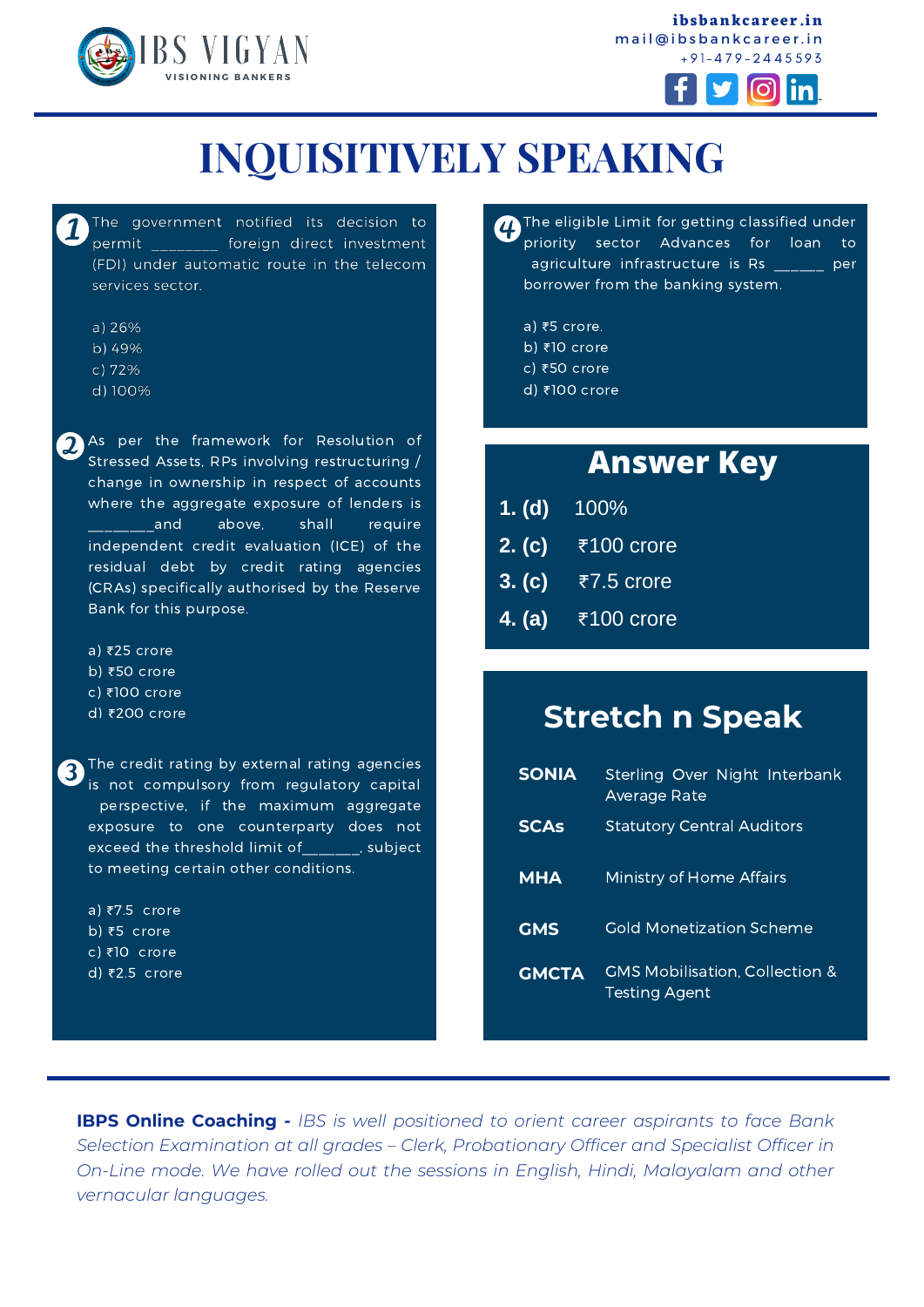# INQUISITIVELY SPEAKING

**1.** The government notified its decision to permit ________ foreign direct investment (FDI) under automatic route in the telecom services sector.

a) 26%
b) 49%
c) 72%
d) 100%

**2.** As per the framework for Resolution of Stressed Assets, RPs involving restructuring / change in ownership in respect of accounts where the aggregate exposure of lenders is ________and above, shall require independent credit evaluation (ICE) of the residual debt by credit rating agencies (CRAs) specifically authorised by the Reserve Bank for this purpose.

a) ₹25 crore
b) ₹50 crore
c) ₹100 crore
d) ₹200 crore

**3.** The credit rating by external rating agencies is not compulsory from regulatory capital perspective, if the maximum aggregate exposure to one counterparty does not exceed the threshold limit of_______, subject to meeting certain other conditions.

a) ₹7.5 crore
b) ₹5 crore
c) ₹10 crore
d) ₹2.5 crore

**4.** The eligible Limit for getting classified under priority sector Advances for loan to agriculture infrastructure is Rs ______ per borrower from the banking system.

a) ₹5 crore.
b) ₹10 crore
c) ₹50 crore
d) ₹100 crore

## Answer Key

**1. (d)** 100%
**2. (c)** ₹100 crore
**3. (c)** ₹7.5 crore
**4. (a)** ₹100 crore

## Stretch n Speak

| | |
|---|---|
| **SONIA** | Sterling Over Night Interbank Average Rate |
| **SCAs** | Statutory Central Auditors |
| **MHA** | Ministry of Home Affairs |
| **GMS** | Gold Monetization Scheme |
| **GMCTA** | GMS Mobilisation, Collection & Testing Agent |

**IBPS Online Coaching -** *IBS is well positioned to orient career aspirants to face Bank Selection Examination at all grades – Clerk, Probationary Officer and Specialist Officer in On-Line mode. We have rolled out the sessions in English, Hindi, Malayalam and other vernacular languages.*